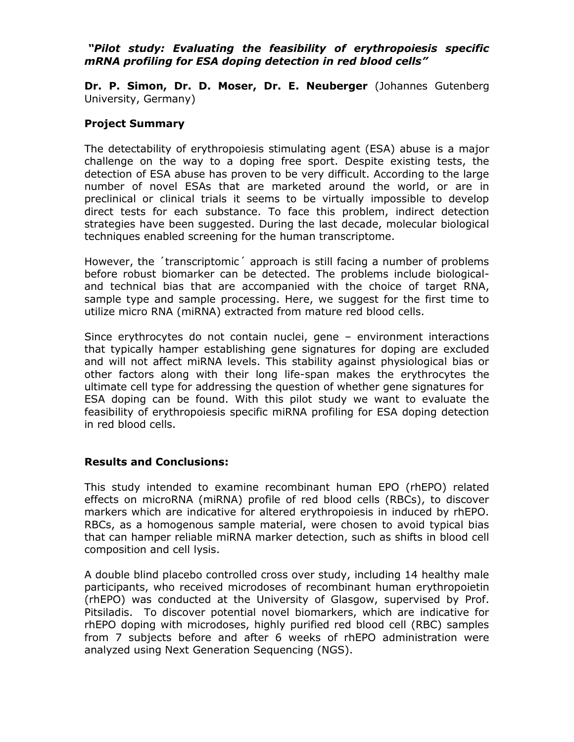***"Pilot study: Evaluating the feasibility of erythropoiesis specific mRNA profiling for ESA doping detection in red blood cells"***

**Dr. P. Simon, Dr. D. Moser, Dr. E. Neuberger** (Johannes Gutenberg University, Germany)

**Project Summary**

The detectability of erythropoiesis stimulating agent (ESA) abuse is a major challenge on the way to a doping free sport. Despite existing tests, the detection of ESA abuse has proven to be very difficult. According to the large number of novel ESAs that are marketed around the world, or are in preclinical or clinical trials it seems to be virtually impossible to develop direct tests for each substance. To face this problem, indirect detection strategies have been suggested. During the last decade, molecular biological techniques enabled screening for the human transcriptome.

However, the ´transcriptomic´ approach is still facing a number of problems before robust biomarker can be detected. The problems include biological- and technical bias that are accompanied with the choice of target RNA, sample type and sample processing. Here, we suggest for the first time to utilize micro RNA (miRNA) extracted from mature red blood cells.

Since erythrocytes do not contain nuclei, gene – environment interactions that typically hamper establishing gene signatures for doping are excluded and will not affect miRNA levels. This stability against physiological bias or other factors along with their long life-span makes the erythrocytes the ultimate cell type for addressing the question of whether gene signatures for ESA doping can be found. With this pilot study we want to evaluate the feasibility of erythropoiesis specific miRNA profiling for ESA doping detection in red blood cells.

**Results and Conclusions:**

This study intended to examine recombinant human EPO (rhEPO) related effects on microRNA (miRNA) profile of red blood cells (RBCs), to discover markers which are indicative for altered erythropoiesis in induced by rhEPO. RBCs, as a homogenous sample material, were chosen to avoid typical bias that can hamper reliable miRNA marker detection, such as shifts in blood cell composition and cell lysis.

A double blind placebo controlled cross over study, including 14 healthy male participants, who received microdoses of recombinant human erythropoietin (rhEPO) was conducted at the University of Glasgow, supervised by Prof. Pitsiladis. To discover potential novel biomarkers, which are indicative for rhEPO doping with microdoses, highly purified red blood cell (RBC) samples from 7 subjects before and after 6 weeks of rhEPO administration were analyzed using Next Generation Sequencing (NGS).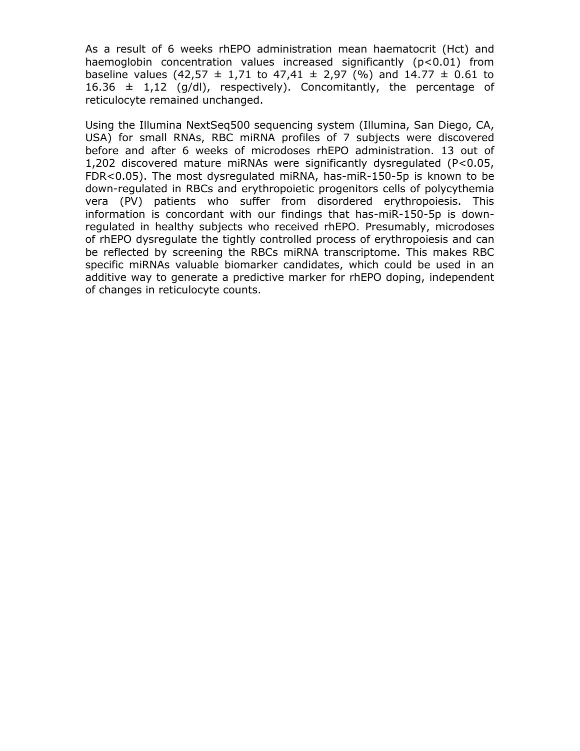As a result of 6 weeks rhEPO administration mean haematocrit (Hct) and haemoglobin concentration values increased significantly ($p<0.01$) from baseline values (42,57 ± 1,71 to 47,41 ± 2,97 (%) and 14.77 ± 0.61 to 16.36 ± 1,12 (g/dl), respectively). Concomitantly, the percentage of reticulocyte remained unchanged.

Using the Illumina NextSeq500 sequencing system (Illumina, San Diego, CA, USA) for small RNAs, RBC miRNA profiles of 7 subjects were discovered before and after 6 weeks of microdoses rhEPO administration. 13 out of 1,202 discovered mature miRNAs were significantly dysregulated ($P<0.05$, $FDR<0.05$). The most dysregulated miRNA, has-miR-150-5p is known to be down-regulated in RBCs and erythropoietic progenitors cells of polycythemia vera (PV) patients who suffer from disordered erythropoiesis. This information is concordant with our findings that has-miR-150-5p is down-regulated in healthy subjects who received rhEPO. Presumably, microdoses of rhEPO dysregulate the tightly controlled process of erythropoiesis and can be reflected by screening the RBCs miRNA transcriptome. This makes RBC specific miRNAs valuable biomarker candidates, which could be used in an additive way to generate a predictive marker for rhEPO doping, independent of changes in reticulocyte counts.